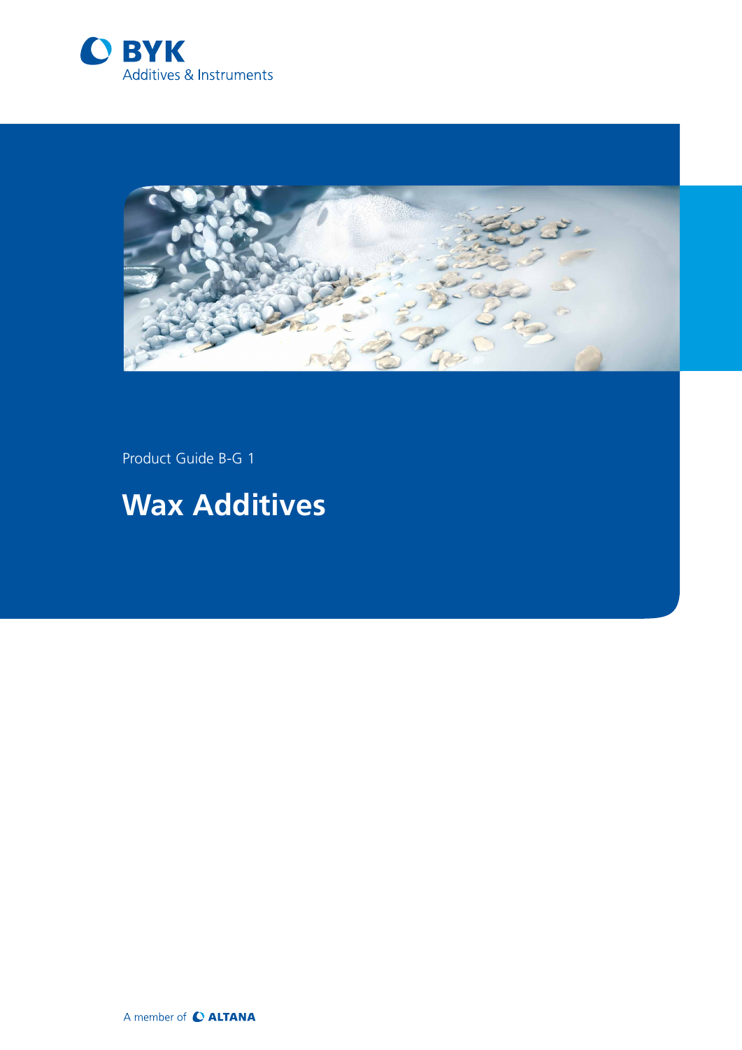BYK

Additives & Instruments

Product Guide B-G 1

# Wax Additives

A member of ALTANA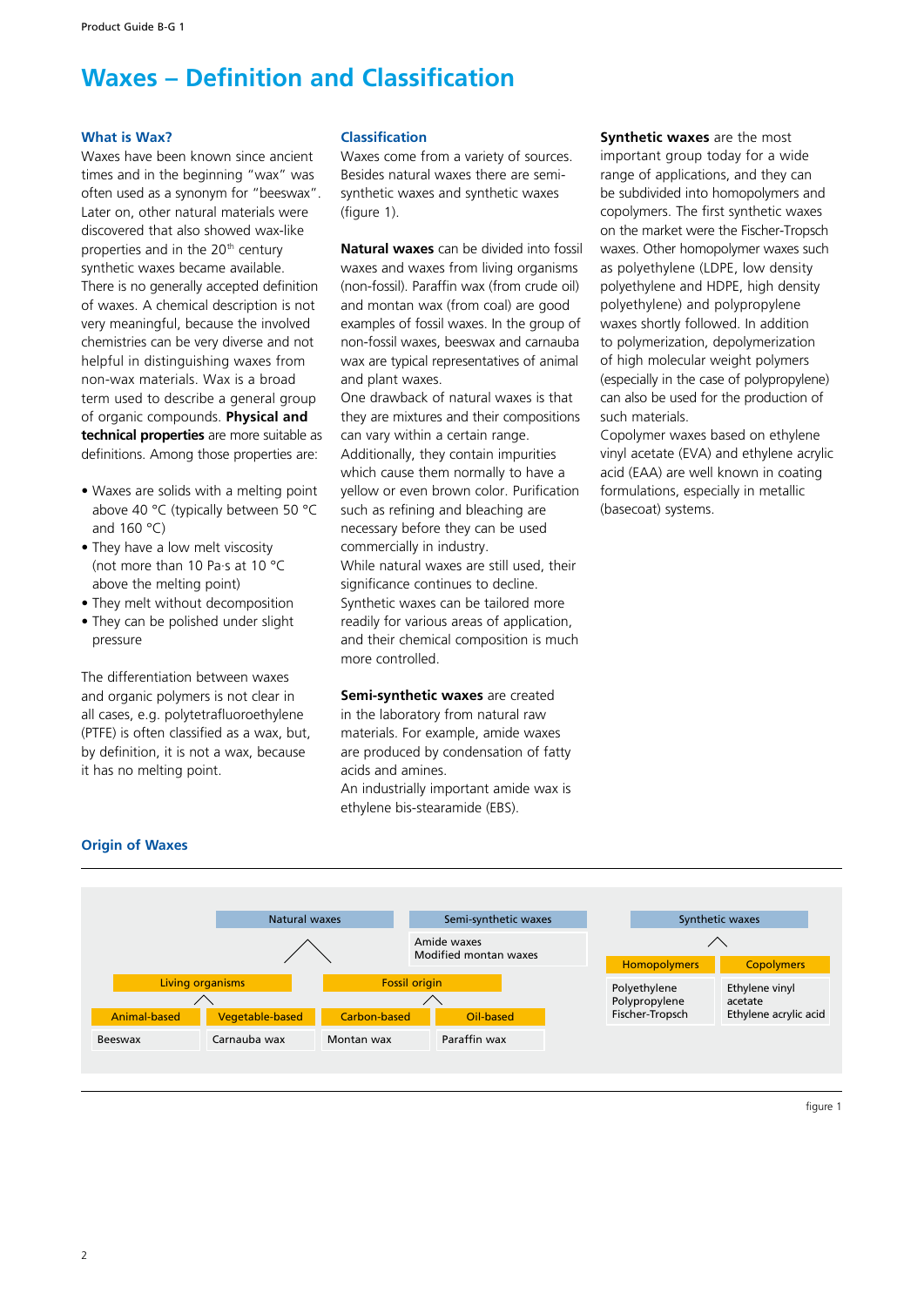# Waxes – Definition and Classification

### What is Wax?

Waxes have been known since ancient times and in the beginning "wax" was often used as a synonym for "beeswax". Later on, other natural materials were discovered that also showed wax-like properties and in the $20^{th}$ century synthetic waxes became available. There is no generally accepted definition of waxes. A chemical description is not very meaningful, because the involved chemistries can be very diverse and not helpful in distinguishing waxes from non-wax materials. Wax is a broad term used to describe a general group of organic compounds. **Physical and technical properties** are more suitable as definitions. Among those properties are:

- Waxes are solids with a melting point above 40 °C (typically between 50 °C and 160 °C)
- They have a low melt viscosity (not more than 10 Pa·s at 10 °C above the melting point)
- They melt without decomposition
- They can be polished under slight pressure

The differentiation between waxes and organic polymers is not clear in all cases, e.g. polytetrafluoroethylene (PTFE) is often classified as a wax, but, by definition, it is not a wax, because it has no melting point.

### Classification

Waxes come from a variety of sources. Besides natural waxes there are semi-synthetic waxes and synthetic waxes (figure 1).

**Natural waxes** can be divided into fossil waxes and waxes from living organisms (non-fossil). Paraffin wax (from crude oil) and montan wax (from coal) are good examples of fossil waxes. In the group of non-fossil waxes, beeswax and carnauba wax are typical representatives of animal and plant waxes.
One drawback of natural waxes is that they are mixtures and their compositions can vary within a certain range. Additionally, they contain impurities which cause them normally to have a yellow or even brown color. Purification such as refining and bleaching are necessary before they can be used commercially in industry.
While natural waxes are still used, their significance continues to decline. Synthetic waxes can be tailored more readily for various areas of application, and their chemical composition is much more controlled.

**Semi-synthetic waxes** are created in the laboratory from natural raw materials. For example, amide waxes are produced by condensation of fatty acids and amines.
An industrially important amide wax is ethylene bis-stearamide (EBS).

**Synthetic waxes** are the most important group today for a wide range of applications, and they can be subdivided into homopolymers and copolymers. The first synthetic waxes on the market were the Fischer-Tropsch waxes. Other homopolymer waxes such as polyethylene (LDPE, low density polyethylene and HDPE, high density polyethylene) and polypropylene waxes shortly followed. In addition to polymerization, depolymerization of high molecular weight polymers (especially in the case of polypropylene) can also be used for the production of such materials.
Copolymer waxes based on ethylene vinyl acetate (EVA) and ethylene acrylic acid (EAA) are well known in coating formulations, especially in metallic (basecoat) systems.

### Origin of Waxes

- **Natural waxes**
  - Living organisms
    - Animal-based: Beeswax
    - Vegetable-based: Carnauba wax
  - Fossil origin
    - Carbon-based: Montan wax
    - Oil-based: Paraffin wax
- **Semi-synthetic waxes**
  - Amide waxes
  - Modified montan waxes
- **Synthetic waxes**
  - Homopolymers: Polyethylene, Polypropylene, Fischer-Tropsch
  - Copolymers: Ethylene vinyl acetate, Ethylene acrylic acid

figure 1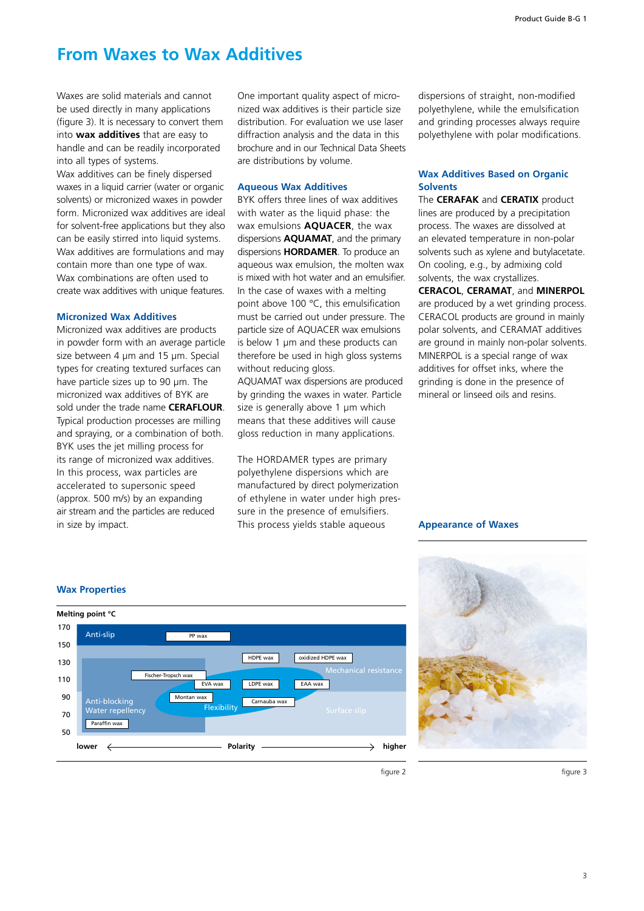# From Waxes to Wax Additives

Waxes are solid materials and cannot be used directly in many applications (figure 3). It is necessary to convert them into **wax additives** that are easy to handle and can be readily incorporated into all types of systems.
Wax additives can be finely dispersed waxes in a liquid carrier (water or organic solvents) or micronized waxes in powder form. Micronized wax additives are ideal for solvent-free applications but they also can be easily stirred into liquid systems. Wax additives are formulations and may contain more than one type of wax. Wax combinations are often used to create wax additives with unique features.

## Micronized Wax Additives

Micronized wax additives are products in powder form with an average particle size between 4 µm and 15 µm. Special types for creating textured surfaces can have particle sizes up to 90 µm. The micronized wax additives of BYK are sold under the trade name **CERAFLOUR**. Typical production processes are milling and spraying, or a combination of both. BYK uses the jet milling process for its range of micronized wax additives. In this process, wax particles are accelerated to supersonic speed (approx. 500 m/s) by an expanding air stream and the particles are reduced in size by impact.

One important quality aspect of micronized wax additives is their particle size distribution. For evaluation we use laser diffraction analysis and the data in this brochure and in our Technical Data Sheets are distributions by volume.

## Aqueous Wax Additives

BYK offers three lines of wax additives with water as the liquid phase: the wax emulsions **AQUACER**, the wax dispersions **AQUAMAT**, and the primary dispersions **HORDAMER**. To produce an aqueous wax emulsion, the molten wax is mixed with hot water and an emulsifier. In the case of waxes with a melting point above 100 °C, this emulsification must be carried out under pressure. The particle size of AQUACER wax emulsions is below 1 µm and these products can therefore be used in high gloss systems without reducing gloss.
AQUAMAT wax dispersions are produced by grinding the waxes in water. Particle size is generally above 1 µm which means that these additives will cause gloss reduction in many applications.

The HORDAMER types are primary polyethylene dispersions which are manufactured by direct polymerization of ethylene in water under high pressure in the presence of emulsifiers. This process yields stable aqueous dispersions of straight, non-modified polyethylene, while the emulsification and grinding processes always require polyethylene with polar modifications.

## Wax Additives Based on Organic Solvents

The **CERAFAK** and **CERATIX** product lines are produced by a precipitation process. The waxes are dissolved at an elevated temperature in non-polar solvents such as xylene and butylacetate. On cooling, e.g., by admixing cold solvents, the wax crystallizes.
**CERACOL**, **CERAMAT**, and **MINERPOL** are produced by a wet grinding process. CERACOL products are ground in mainly polar solvents, and CERAMAT additives are ground in mainly non-polar solvents. MINERPOL is a special range of wax additives for offset inks, where the grinding is done in the presence of mineral or linseed oils and resins.

## Wax Properties

Melting point °C: 170, 150, 130, 110, 90, 70, 50

Regions: Anti-slip; Mechanical resistance; Anti-blocking, Water repellency; Flexibility; Surface slip

Waxes: PP wax, HDPE wax, oxidized HDPE wax, Fischer-Tropsch wax, EVA wax, LDPE wax, EAA wax, Montan wax, Carnauba wax, Paraffin wax

lower ← Polarity → higher

figure 2

## Appearance of Waxes

figure 3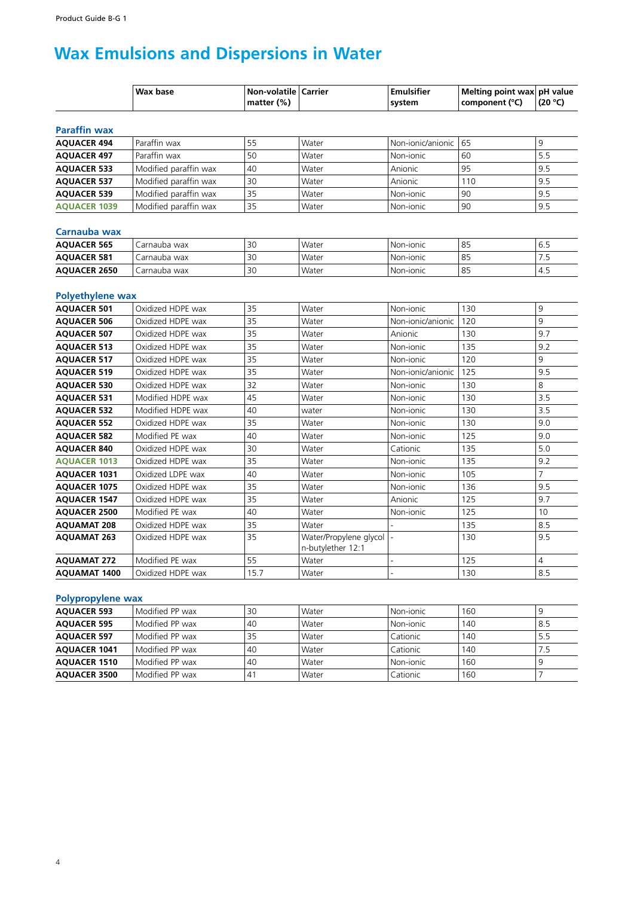# Wax Emulsions and Dispersions in Water

| | Wax base | Non-volatile matter (%) | Carrier | Emulsifier system | Melting point wax component (°C) | pH value (20 °C) |
|---|---|---|---|---|---|---|
| **Paraffin wax** | | | | | | |
| **AQUACER 494** | Paraffin wax | 55 | Water | Non-ionic/anionic | 65 | 9 |
| **AQUACER 497** | Paraffin wax | 50 | Water | Non-ionic | 60 | 5.5 |
| **AQUACER 533** | Modified paraffin wax | 40 | Water | Anionic | 95 | 9.5 |
| **AQUACER 537** | Modified paraffin wax | 30 | Water | Anionic | 110 | 9.5 |
| **AQUACER 539** | Modified paraffin wax | 35 | Water | Non-ionic | 90 | 9.5 |
| **AQUACER 1039** | Modified paraffin wax | 35 | Water | Non-ionic | 90 | 9.5 |
| **Carnauba wax** | | | | | | |
| **AQUACER 565** | Carnauba wax | 30 | Water | Non-ionic | 85 | 6.5 |
| **AQUACER 581** | Carnauba wax | 30 | Water | Non-ionic | 85 | 7.5 |
| **AQUACER 2650** | Carnauba wax | 30 | Water | Non-ionic | 85 | 4.5 |
| **Polyethylene wax** | | | | | | |
| **AQUACER 501** | Oxidized HDPE wax | 35 | Water | Non-ionic | 130 | 9 |
| **AQUACER 506** | Oxidized HDPE wax | 35 | Water | Non-ionic/anionic | 120 | 9 |
| **AQUACER 507** | Oxidized HDPE wax | 35 | Water | Anionic | 130 | 9.7 |
| **AQUACER 513** | Oxidized HDPE wax | 35 | Water | Non-ionic | 135 | 9.2 |
| **AQUACER 517** | Oxidized HDPE wax | 35 | Water | Non-ionic | 120 | 9 |
| **AQUACER 519** | Oxidized HDPE wax | 35 | Water | Non-ionic/anionic | 125 | 9.5 |
| **AQUACER 530** | Oxidized HDPE wax | 32 | Water | Non-ionic | 130 | 8 |
| **AQUACER 531** | Modified HDPE wax | 45 | Water | Non-ionic | 130 | 3.5 |
| **AQUACER 532** | Modified HDPE wax | 40 | water | Non-ionic | 130 | 3.5 |
| **AQUACER 552** | Oxidized HDPE wax | 35 | Water | Non-ionic | 130 | 9.0 |
| **AQUACER 582** | Modified PE wax | 40 | Water | Non-ionic | 125 | 9.0 |
| **AQUACER 840** | Oxidized HDPE wax | 30 | Water | Cationic | 135 | 5.0 |
| **AQUACER 1013** | Oxidized HDPE wax | 35 | Water | Non-ionic | 135 | 9.2 |
| **AQUACER 1031** | Oxidized LDPE wax | 40 | Water | Non-ionic | 105 | 7 |
| **AQUACER 1075** | Oxidized HDPE wax | 35 | Water | Non-ionic | 136 | 9.5 |
| **AQUACER 1547** | Oxidized HDPE wax | 35 | Water | Anionic | 125 | 9.7 |
| **AQUACER 2500** | Modified PE wax | 40 | Water | Non-ionic | 125 | 10 |
| **AQUAMAT 208** | Oxidized HDPE wax | 35 | Water | - | 135 | 8.5 |
| **AQUAMAT 263** | Oxidized HDPE wax | 35 | Water/Propylene glycol n-butylether 12:1 | - | 130 | 9.5 |
| **AQUAMAT 272** | Modified PE wax | 55 | Water | - | 125 | 4 |
| **AQUAMAT 1400** | Oxidized HDPE wax | 15.7 | Water | - | 130 | 8.5 |
| **Polypropylene wax** | | | | | | |
| **AQUACER 593** | Modified PP wax | 30 | Water | Non-ionic | 160 | 9 |
| **AQUACER 595** | Modified PP wax | 40 | Water | Non-ionic | 140 | 8.5 |
| **AQUACER 597** | Modified PP wax | 35 | Water | Cationic | 140 | 5.5 |
| **AQUACER 1041** | Modified PP wax | 40 | Water | Cationic | 140 | 7.5 |
| **AQUACER 1510** | Modified PP wax | 40 | Water | Non-ionic | 160 | 9 |
| **AQUACER 3500** | Modified PP wax | 41 | Water | Cationic | 160 | 7 |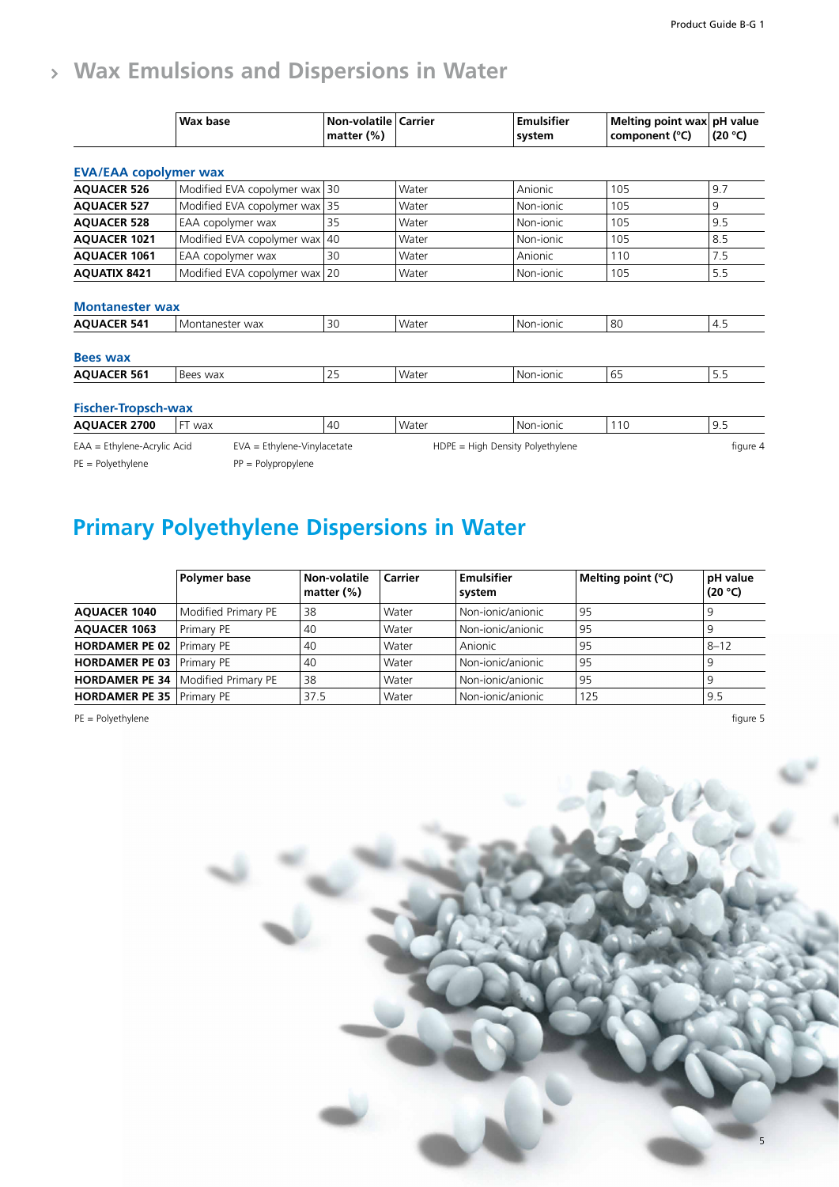## Wax Emulsions and Dispersions in Water

| | Wax base | Non-volatile matter (%) | Carrier | Emulsifier system | Melting point wax component (°C) | pH value (20 °C) |
|---|---|---|---|---|---|---|
| **EVA/EAA copolymer wax** | | | | | | |
| **AQUACER 526** | Modified EVA copolymer wax | 30 | Water | Anionic | 105 | 9.7 |
| **AQUACER 527** | Modified EVA copolymer wax | 35 | Water | Non-ionic | 105 | 9 |
| **AQUACER 528** | EAA copolymer wax | 35 | Water | Non-ionic | 105 | 9.5 |
| **AQUACER 1021** | Modified EVA copolymer wax | 40 | Water | Non-ionic | 105 | 8.5 |
| **AQUACER 1061** | EAA copolymer wax | 30 | Water | Anionic | 110 | 7.5 |
| **AQUATIX 8421** | Modified EVA copolymer wax | 20 | Water | Non-ionic | 105 | 5.5 |
| **Montanester wax** | | | | | | |
| **AQUACER 541** | Montanester wax | 30 | Water | Non-ionic | 80 | 4.5 |
| **Bees wax** | | | | | | |
| **AQUACER 561** | Bees wax | 25 | Water | Non-ionic | 65 | 5.5 |
| **Fischer-Tropsch-wax** | | | | | | |
| **AQUACER 2700** | FT wax | 40 | Water | Non-ionic | 110 | 9.5 |

EAA = Ethylene-Acrylic Acid  EVA = Ethylene-Vinylacetate  HDPE = High Density Polyethylene  
PE = Polyethylene  PP = Polypropylene

figure 4

# Primary Polyethylene Dispersions in Water

| | Polymer base | Non-volatile matter (%) | Carrier | Emulsifier system | Melting point (°C) | pH value (20 °C) |
|---|---|---|---|---|---|---|
| **AQUACER 1040** | Modified Primary PE | 38 | Water | Non-ionic/anionic | 95 | 9 |
| **AQUACER 1063** | Primary PE | 40 | Water | Non-ionic/anionic | 95 | 9 |
| **HORDAMER PE 02** | Primary PE | 40 | Water | Anionic | 95 | 8–12 |
| **HORDAMER PE 03** | Primary PE | 40 | Water | Non-ionic/anionic | 95 | 9 |
| **HORDAMER PE 34** | Modified Primary PE | 38 | Water | Non-ionic/anionic | 95 | 9 |
| **HORDAMER PE 35** | Primary PE | 37.5 | Water | Non-ionic/anionic | 125 | 9.5 |

PE = Polyethylene

figure 5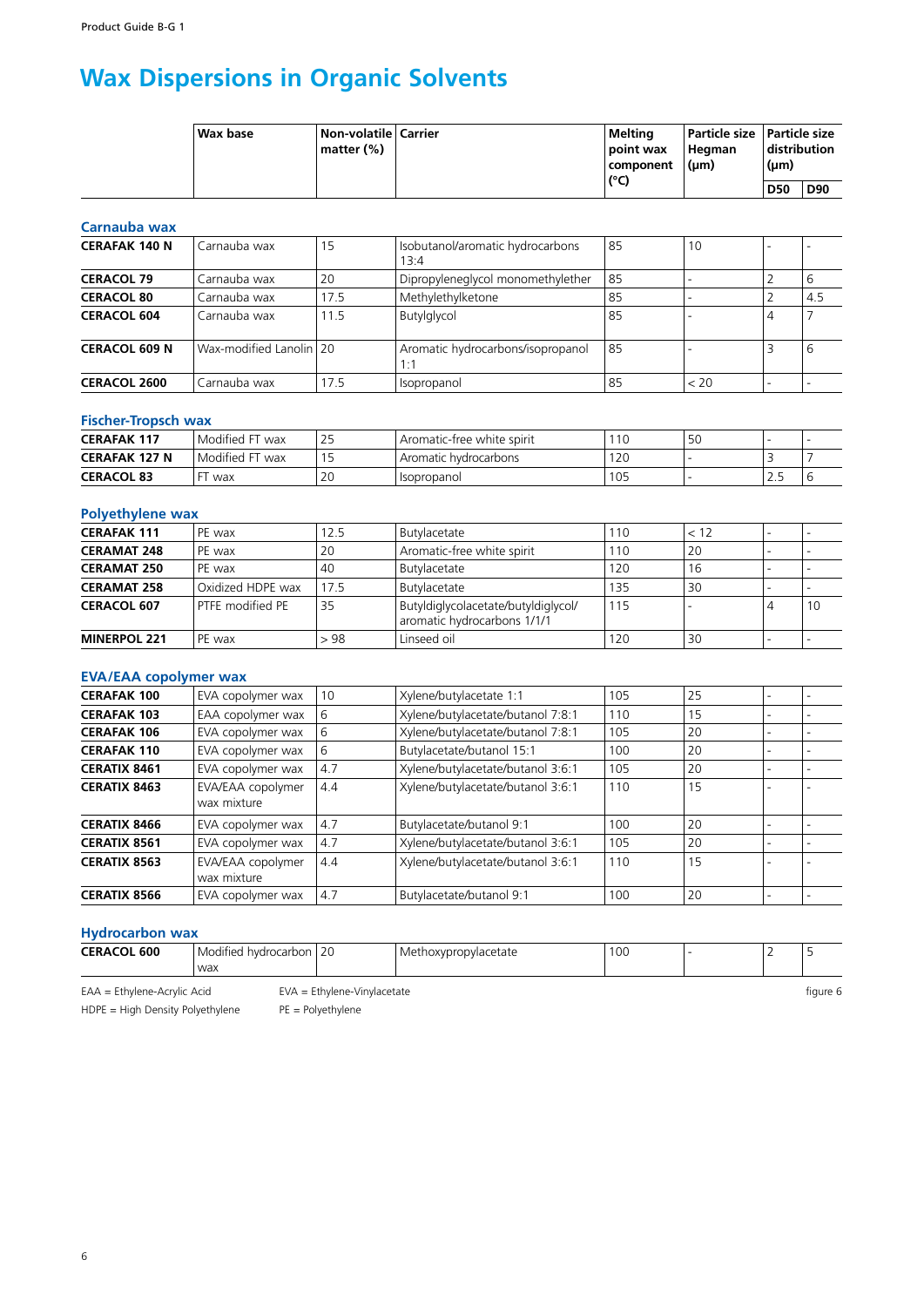# Wax Dispersions in Organic Solvents

| | Wax base | Non-volatile matter (%) | Carrier | Melting point wax component (°C) | Particle size Hegman (µm) | Particle size distribution (µm) | |
|---|---|---|---|---|---|---|---|
| | | | | | | D50 | D90 |
| **Carnauba wax** | | | | | | | |
| **CERAFAK 140 N** | Carnauba wax | 15 | Isobutanol/aromatic hydrocarbons 13:4 | 85 | 10 | - | - |
| **CERACOL 79** | Carnauba wax | 20 | Dipropyleneglycol monomethylether | 85 | - | 2 | 6 |
| **CERACOL 80** | Carnauba wax | 17.5 | Methylethylketone | 85 | - | 2 | 4.5 |
| **CERACOL 604** | Carnauba wax | 11.5 | Butylglycol | 85 | - | 4 | 7 |
| **CERACOL 609 N** | Wax-modified Lanolin | 20 | Aromatic hydrocarbons/isopropanol 1:1 | 85 | - | 3 | 6 |
| **CERACOL 2600** | Carnauba wax | 17.5 | Isopropanol | 85 | < 20 | - | - |
| **Fischer-Tropsch wax** | | | | | | | |
| **CERAFAK 117** | Modified FT wax | 25 | Aromatic-free white spirit | 110 | 50 | - | - |
| **CERAFAK 127 N** | Modified FT wax | 15 | Aromatic hydrocarbons | 120 | - | 3 | 7 |
| **CERACOL 83** | FT wax | 20 | Isopropanol | 105 | - | 2.5 | 6 |
| **Polyethylene wax** | | | | | | | |
| **CERAFAK 111** | PE wax | 12.5 | Butylacetate | 110 | < 12 | - | - |
| **CERAMAT 248** | PE wax | 20 | Aromatic-free white spirit | 110 | 20 | - | - |
| **CERAMAT 250** | PE wax | 40 | Butylacetate | 120 | 16 | - | - |
| **CERAMAT 258** | Oxidized HDPE wax | 17.5 | Butylacetate | 135 | 30 | - | - |
| **CERACOL 607** | PTFE modified PE | 35 | Butyldiglycolacetate/butyldiglycol/ aromatic hydrocarbons 1/1/1 | 115 | - | 4 | 10 |
| **MINERPOL 221** | PE wax | > 98 | Linseed oil | 120 | 30 | - | - |
| **EVA/EAA copolymer wax** | | | | | | | |
| **CERAFAK 100** | EVA copolymer wax | 10 | Xylene/butylacetate 1:1 | 105 | 25 | - | - |
| **CERAFAK 103** | EAA copolymer wax | 6 | Xylene/butylacetate/butanol 7:8:1 | 110 | 15 | - | - |
| **CERAFAK 106** | EVA copolymer wax | 6 | Xylene/butylacetate/butanol 7:8:1 | 105 | 20 | - | - |
| **CERAFAK 110** | EVA copolymer wax | 6 | Butylacetate/butanol 15:1 | 100 | 20 | - | - |
| **CERATIX 8461** | EVA copolymer wax | 4.7 | Xylene/butylacetate/butanol 3:6:1 | 105 | 20 | - | - |
| **CERATIX 8463** | EVA/EAA copolymer wax mixture | 4.4 | Xylene/butylacetate/butanol 3:6:1 | 110 | 15 | - | - |
| **CERATIX 8466** | EVA copolymer wax | 4.7 | Butylacetate/butanol 9:1 | 100 | 20 | - | - |
| **CERATIX 8561** | EVA copolymer wax | 4.7 | Xylene/butylacetate/butanol 3:6:1 | 105 | 20 | - | - |
| **CERATIX 8563** | EVA/EAA copolymer wax mixture | 4.4 | Xylene/butylacetate/butanol 3:6:1 | 110 | 15 | - | - |
| **CERATIX 8566** | EVA copolymer wax | 4.7 | Butylacetate/butanol 9:1 | 100 | 20 | - | - |
| **Hydrocarbon wax** | | | | | | | |
| **CERACOL 600** | Modified hydrocarbon wax | 20 | Methoxypropylacetate | 100 | - | 2 | 5 |

EAA = Ethylene-Acrylic Acid  EVA = Ethylene-Vinylacetate
HDPE = High Density Polyethylene  PE = Polyethylene

figure 6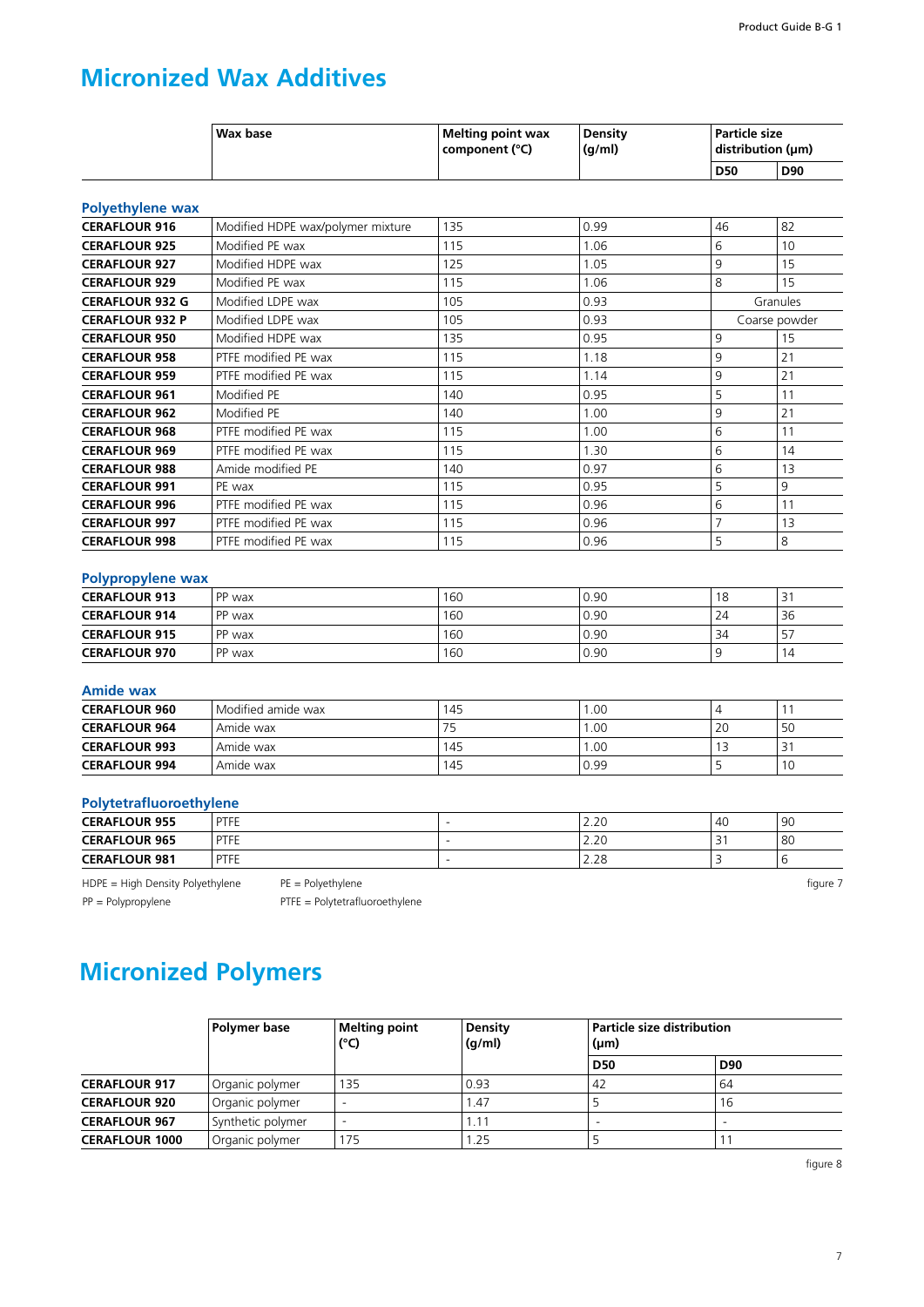# Micronized Wax Additives

| | Wax base | Melting point wax component (°C) | Density (g/ml) | Particle size distribution (µm) | |
|---|---|---|---|---|---|
| | | | | D50 | D90 |
| **Polyethylene wax** | | | | | |
| **CERAFLOUR 916** | Modified HDPE wax/polymer mixture | 135 | 0.99 | 46 | 82 |
| **CERAFLOUR 925** | Modified PE wax | 115 | 1.06 | 6 | 10 |
| **CERAFLOUR 927** | Modified HDPE wax | 125 | 1.05 | 9 | 15 |
| **CERAFLOUR 929** | Modified PE wax | 115 | 1.06 | 8 | 15 |
| **CERAFLOUR 932 G** | Modified LDPE wax | 105 | 0.93 | Granules | |
| **CERAFLOUR 932 P** | Modified LDPE wax | 105 | 0.93 | Coarse powder | |
| **CERAFLOUR 950** | Modified HDPE wax | 135 | 0.95 | 9 | 15 |
| **CERAFLOUR 958** | PTFE modified PE wax | 115 | 1.18 | 9 | 21 |
| **CERAFLOUR 959** | PTFE modified PE wax | 115 | 1.14 | 9 | 21 |
| **CERAFLOUR 961** | Modified PE | 140 | 0.95 | 5 | 11 |
| **CERAFLOUR 962** | Modified PE | 140 | 1.00 | 9 | 21 |
| **CERAFLOUR 968** | PTFE modified PE wax | 115 | 1.00 | 6 | 11 |
| **CERAFLOUR 969** | PTFE modified PE wax | 115 | 1.30 | 6 | 14 |
| **CERAFLOUR 988** | Amide modified PE | 140 | 0.97 | 6 | 13 |
| **CERAFLOUR 991** | PE wax | 115 | 0.95 | 5 | 9 |
| **CERAFLOUR 996** | PTFE modified PE wax | 115 | 0.96 | 6 | 11 |
| **CERAFLOUR 997** | PTFE modified PE wax | 115 | 0.96 | 7 | 13 |
| **CERAFLOUR 998** | PTFE modified PE wax | 115 | 0.96 | 5 | 8 |
| **Polypropylene wax** | | | | | |
| **CERAFLOUR 913** | PP wax | 160 | 0.90 | 18 | 31 |
| **CERAFLOUR 914** | PP wax | 160 | 0.90 | 24 | 36 |
| **CERAFLOUR 915** | PP wax | 160 | 0.90 | 34 | 57 |
| **CERAFLOUR 970** | PP wax | 160 | 0.90 | 9 | 14 |
| **Amide wax** | | | | | |
| **CERAFLOUR 960** | Modified amide wax | 145 | 1.00 | 4 | 11 |
| **CERAFLOUR 964** | Amide wax | 75 | 1.00 | 20 | 50 |
| **CERAFLOUR 993** | Amide wax | 145 | 1.00 | 13 | 31 |
| **CERAFLOUR 994** | Amide wax | 145 | 0.99 | 5 | 10 |
| **Polytetrafluoroethylene** | | | | | |
| **CERAFLOUR 955** | PTFE | - | 2.20 | 40 | 90 |
| **CERAFLOUR 965** | PTFE | - | 2.20 | 31 | 80 |
| **CERAFLOUR 981** | PTFE | - | 2.28 | 3 | 6 |

HDPE = High Density Polyethylene  
PE = Polyethylene  
PP = Polypropylene  
PTFE = Polytetrafluoroethylene

figure 7

# Micronized Polymers

| | Polymer base | Melting point (°C) | Density (g/ml) | Particle size distribution (µm) | |
|---|---|---|---|---|---|
| | | | | D50 | D90 |
| **CERAFLOUR 917** | Organic polymer | 135 | 0.93 | 42 | 64 |
| **CERAFLOUR 920** | Organic polymer | - | 1.47 | 5 | 16 |
| **CERAFLOUR 967** | Synthetic polymer | - | 1.11 | - | - |
| **CERAFLOUR 1000** | Organic polymer | 175 | 1.25 | 5 | 11 |

figure 8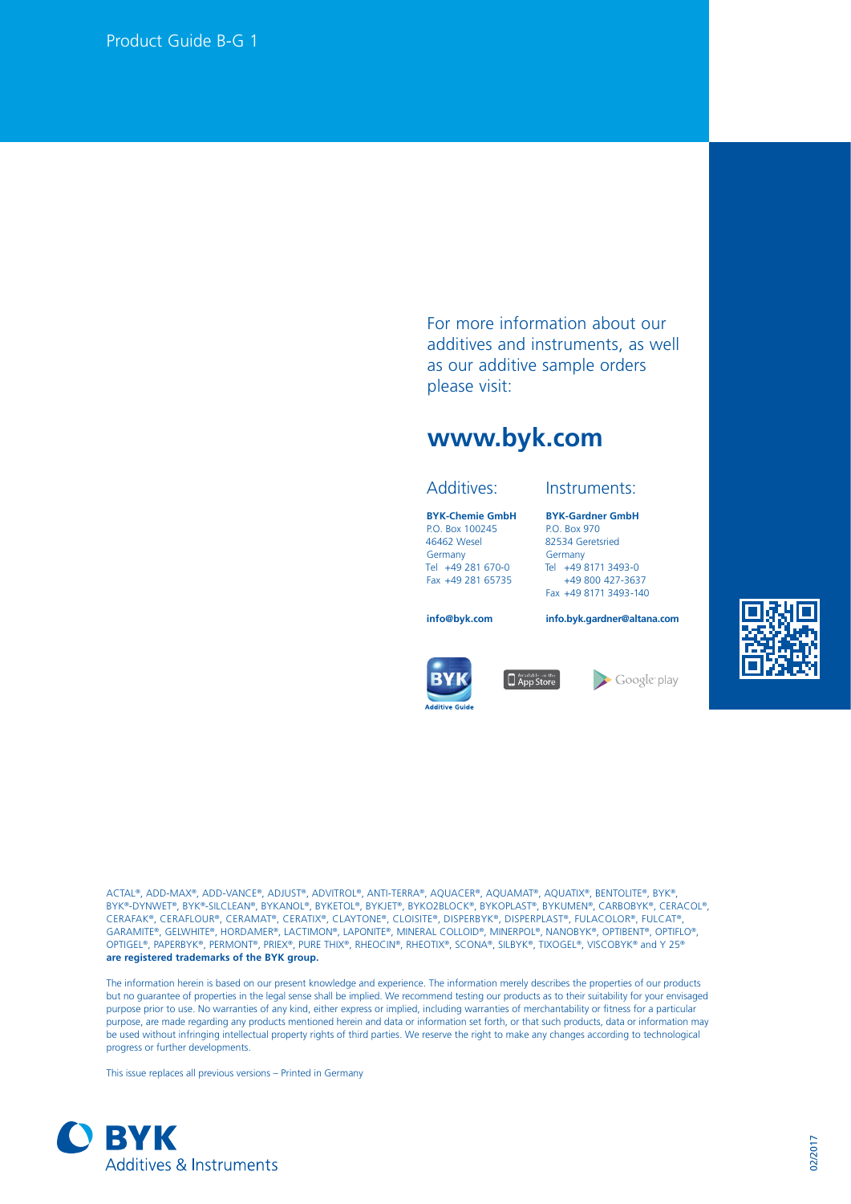Product Guide B-G 1

For more information about our additives and instruments, as well as our additive sample orders please visit:

## www.byk.com

**Additives:**

**BYK-Chemie GmbH**
P.O. Box 100245
46462 Wesel
Germany
Tel +49 281 670-0
Fax +49 281 65735

**info@byk.com**

**Instruments:**

**BYK-Gardner GmbH**
P.O. Box 970
82534 Geretsried
Germany
Tel +49 8171 3493-0
+49 800 427-3637
Fax +49 8171 3493-140

**info.byk.gardner@altana.com**

BYK Additive Guide

Available on the App Store

Google play

ACTAL®, ADD-MAX®, ADD-VANCE®, ADJUST®, ADVITROL®, ANTI-TERRA®, AQUACER®, AQUAMAT®, AQUATIX®, BENTOLITE®, BYK®, BYK®-DYNWET®, BYK®-SILCLEAN®, BYKANOL®, BYKETOL®, BYKJET®, BYKO2BLOCK®, BYKOPLAST®, BYKUMEN®, CARBOBYK®, CERACOL®, CERAFAK®, CERAFLOUR®, CERAMAT®, CERATIX®, CLAYTONE®, CLOISITE®, DISPERBYK®, DISPERPLAST®, FULACOLOR®, FULCAT®, GARAMITE®, GELWHITE®, HORDAMER®, LACTIMON®, LAPONITE®, MINERAL COLLOID®, MINERPOL®, NANOBYK®, OPTIBENT®, OPTIFLO®, OPTIGEL®, PAPERBYK®, PERMONT®, PRIEX®, PURE THIX®, RHEOCIN®, RHEOTIX®, SCONA®, SILBYK®, TIXOGEL®, VISCOBYK® and Y 25®
**are registered trademarks of the BYK group.**

The information herein is based on our present knowledge and experience. The information merely describes the properties of our products but no guarantee of properties in the legal sense shall be implied. We recommend testing our products as to their suitability for your envisaged purpose prior to use. No warranties of any kind, either express or implied, including warranties of merchantability or fitness for a particular purpose, are made regarding any products mentioned herein and data or information set forth, or that such products, data or information may be used without infringing intellectual property rights of third parties. We reserve the right to make any changes according to technological progress or further developments.

This issue replaces all previous versions – Printed in Germany

BYK
Additives & Instruments

02/2017